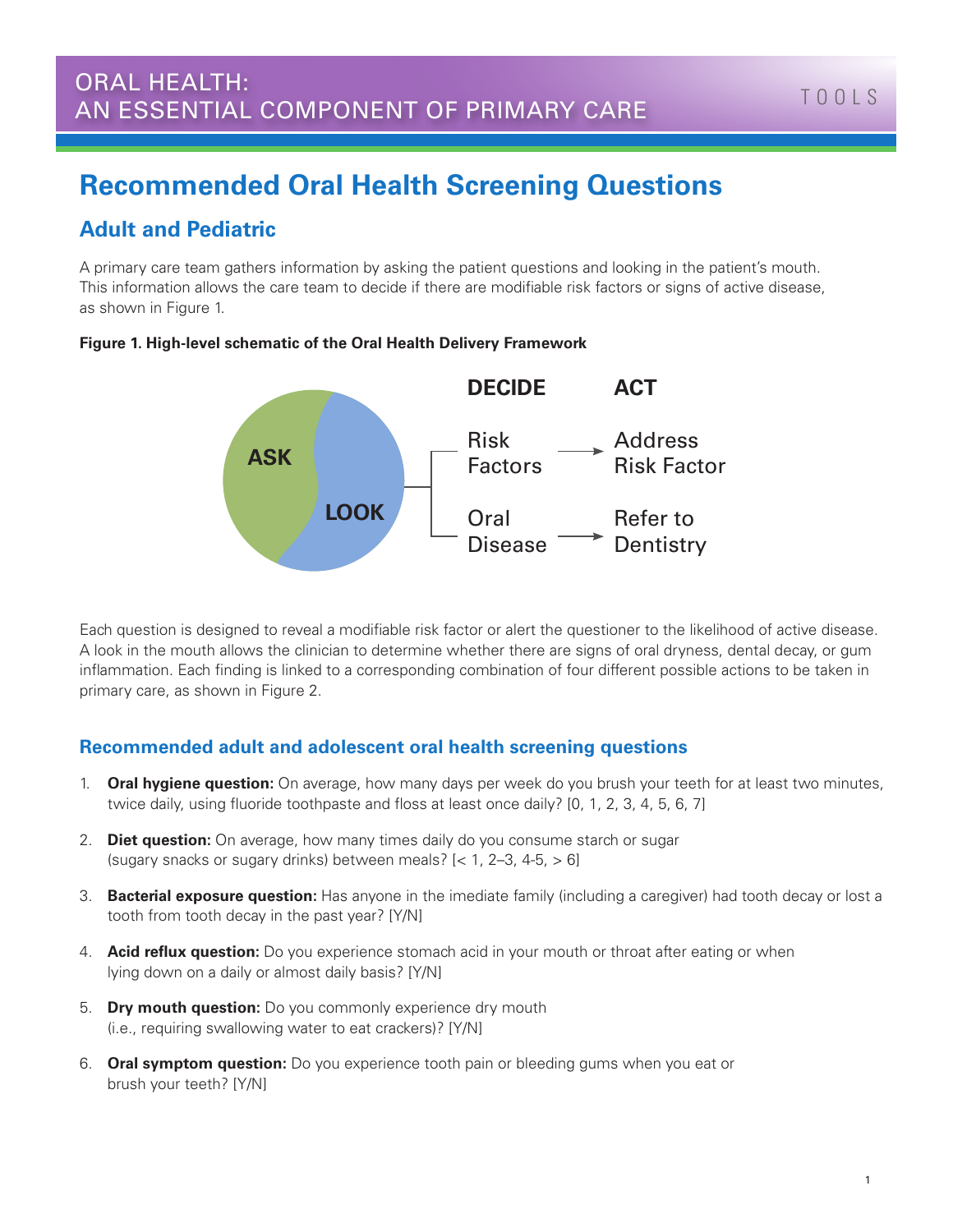ORAL HEALTH:
AN ESSENTIAL COMPONENT OF PRIMARY CARE

TOOLS

# Recommended Oral Health Screening Questions

## Adult and Pediatric

A primary care team gathers information by asking the patient questions and looking in the patient's mouth. This information allows the care team to decide if there are modifiable risk factors or signs of active disease, as shown in Figure 1.

**Figure 1. High-level schematic of the Oral Health Delivery Framework**

ASK LOOK

| DECIDE | | ACT |
|---|---|---|
| Risk Factors | → | Address Risk Factor |
| Oral Disease | → | Refer to Dentistry |

Each question is designed to reveal a modifiable risk factor or alert the questioner to the likelihood of active disease. A look in the mouth allows the clinician to determine whether there are signs of oral dryness, dental decay, or gum inflammation. Each finding is linked to a corresponding combination of four different possible actions to be taken in primary care, as shown in Figure 2.

### Recommended adult and adolescent oral health screening questions

1. **Oral hygiene question:** On average, how many days per week do you brush your teeth for at least two minutes, twice daily, using fluoride toothpaste and floss at least once daily? [0, 1, 2, 3, 4, 5, 6, 7]
2. **Diet question:** On average, how many times daily do you consume starch or sugar (sugary snacks or sugary drinks) between meals? [< 1, 2–3, 4-5, > 6]
3. **Bacterial exposure question:** Has anyone in the imediate family (including a caregiver) had tooth decay or lost a tooth from tooth decay in the past year? [Y/N]
4. **Acid reflux question:** Do you experience stomach acid in your mouth or throat after eating or when lying down on a daily or almost daily basis? [Y/N]
5. **Dry mouth question:** Do you commonly experience dry mouth (i.e., requiring swallowing water to eat crackers)? [Y/N]
6. **Oral symptom question:** Do you experience tooth pain or bleeding gums when you eat or brush your teeth? [Y/N]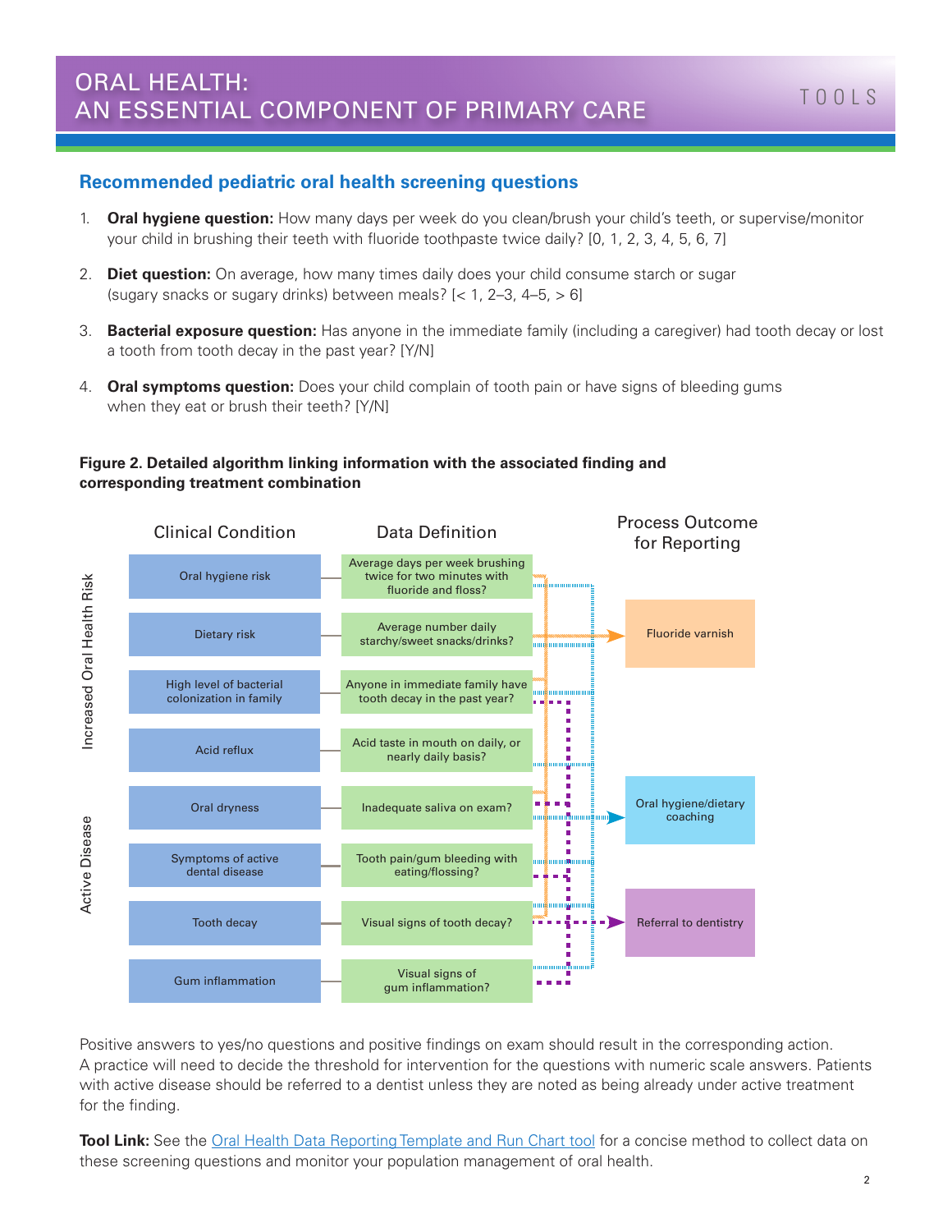## Recommended pediatric oral health screening questions

1. **Oral hygiene question:** How many days per week do you clean/brush your child's teeth, or supervise/monitor your child in brushing their teeth with fluoride toothpaste twice daily? [0, 1, 2, 3, 4, 5, 6, 7]
2. **Diet question:** On average, how many times daily does your child consume starch or sugar (sugary snacks or sugary drinks) between meals? [< 1, 2–3, 4–5, > 6]
3. **Bacterial exposure question:** Has anyone in the immediate family (including a caregiver) had tooth decay or lost a tooth from tooth decay in the past year? [Y/N]
4. **Oral symptoms question:** Does your child complain of tooth pain or have signs of bleeding gums when they eat or brush their teeth? [Y/N]

**Figure 2. Detailed algorithm linking information with the associated finding and corresponding treatment combination**

| | Clinical Condition | Data Definition |
|---|---|---|
| Increased Oral Health Risk | Oral hygiene risk | Average days per week brushing twice for two minutes with fluoride and floss? |
| | Dietary risk | Average number daily starchy/sweet snacks/drinks? |
| | High level of bacterial colonization in family | Anyone in immediate family have tooth decay in the past year? |
| | Acid reflux | Acid taste in mouth on daily, or nearly daily basis? |
| Active Disease | Oral dryness | Inadequate saliva on exam? |
| | Symptoms of active dental disease | Tooth pain/gum bleeding with eating/flossing? |
| | Tooth decay | Visual signs of tooth decay? |
| | Gum inflammation | Visual signs of gum inflammation? |

Process Outcome for Reporting:

- Fluoride varnish
- Oral hygiene/dietary coaching
- Referral to dentistry

Positive answers to yes/no questions and positive findings on exam should result in the corresponding action. A practice will need to decide the threshold for intervention for the questions with numeric scale answers. Patients with active disease should be referred to a dentist unless they are noted as being already under active treatment for the finding.

**Tool Link:** See the Oral Health Data Reporting Template and Run Chart tool for a concise method to collect data on these screening questions and monitor your population management of oral health.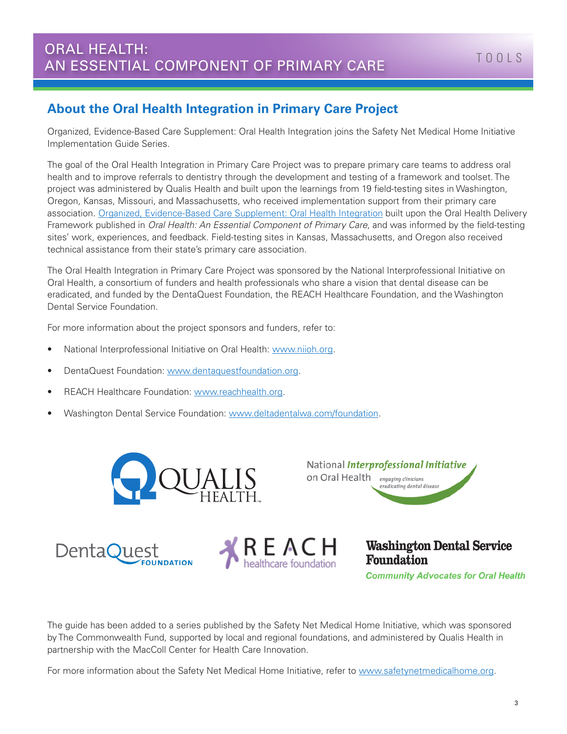## About the Oral Health Integration in Primary Care Project

Organized, Evidence-Based Care Supplement: Oral Health Integration joins the Safety Net Medical Home Initiative Implementation Guide Series.

The goal of the Oral Health Integration in Primary Care Project was to prepare primary care teams to address oral health and to improve referrals to dentistry through the development and testing of a framework and toolset. The project was administered by Qualis Health and built upon the learnings from 19 field-testing sites in Washington, Oregon, Kansas, Missouri, and Massachusetts, who received implementation support from their primary care association. Organized, Evidence-Based Care Supplement: Oral Health Integration built upon the Oral Health Delivery Framework published in *Oral Health: An Essential Component of Primary Care*, and was informed by the field-testing sites' work, experiences, and feedback. Field-testing sites in Kansas, Massachusetts, and Oregon also received technical assistance from their state's primary care association.

The Oral Health Integration in Primary Care Project was sponsored by the National Interprofessional Initiative on Oral Health, a consortium of funders and health professionals who share a vision that dental disease can be eradicated, and funded by the DentaQuest Foundation, the REACH Healthcare Foundation, and the Washington Dental Service Foundation.

For more information about the project sponsors and funders, refer to:

- National Interprofessional Initiative on Oral Health: www.niioh.org.
- DentaQuest Foundation: www.dentaquestfoundation.org.
- REACH Healthcare Foundation: www.reachhealth.org.
- Washington Dental Service Foundation: www.deltadentalwa.com/foundation.

The guide has been added to a series published by the Safety Net Medical Home Initiative, which was sponsored by The Commonwealth Fund, supported by local and regional foundations, and administered by Qualis Health in partnership with the MacColl Center for Health Care Innovation.

For more information about the Safety Net Medical Home Initiative, refer to www.safetynetmedicalhome.org.